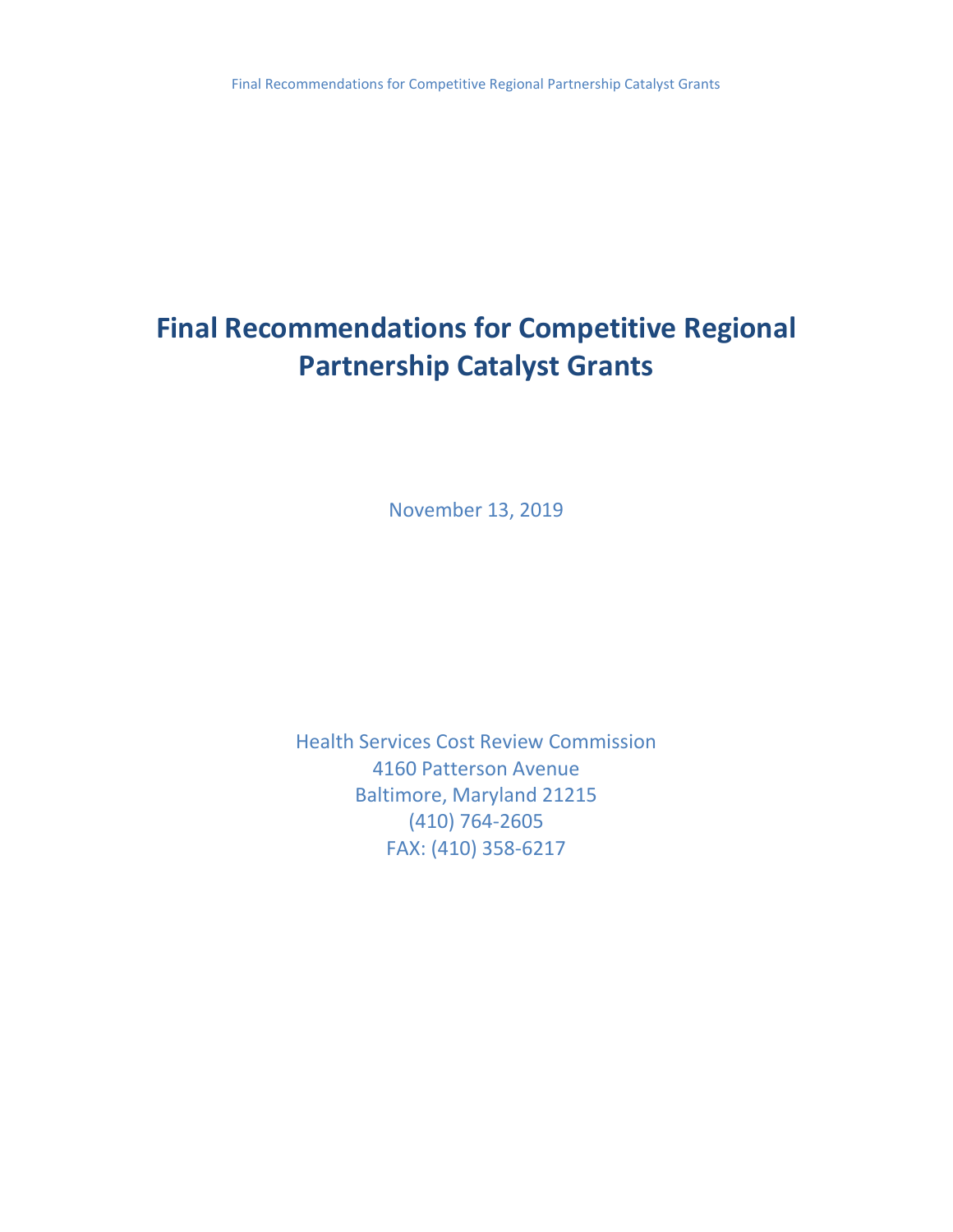# Final Recommendations for Competitive Regional Partnership Catalyst Grants

November 13, 2019

Health Services Cost Review Commission
4160 Patterson Avenue
Baltimore, Maryland 21215
(410) 764-2605
FAX: (410) 358-6217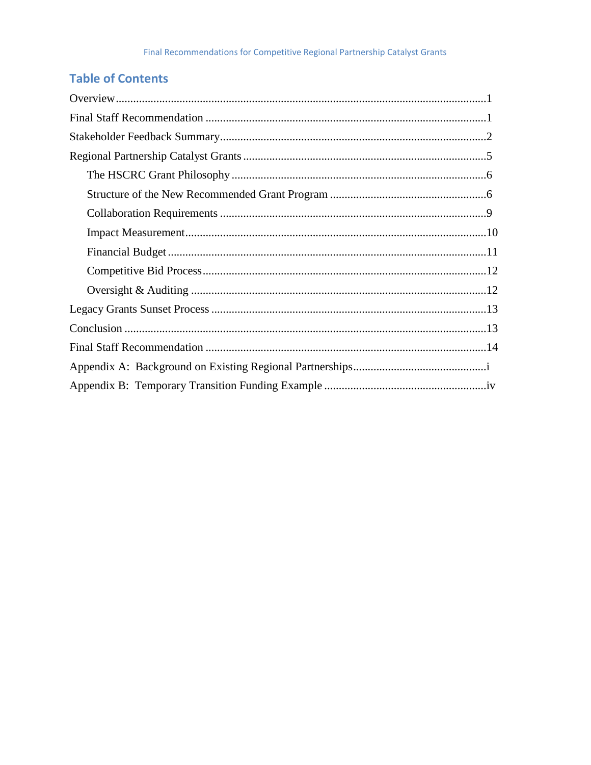## Table of Contents

Overview....................................................................................................................1

Final Staff Recommendation ....................................................................................1

Stakeholder Feedback Summary...............................................................................2

Regional Partnership Catalyst Grants .......................................................................5

- The HSCRC Grant Philosophy ...........................................................................6
- Structure of the New Recommended Grant Program .........................................6
- Collaboration Requirements ...............................................................................9
- Impact Measurement..........................................................................................10
- Financial Budget ...............................................................................................11
- Competitive Bid Process...................................................................................12
- Oversight & Auditing .......................................................................................12

Legacy Grants Sunset Process .................................................................................13

Conclusion ..............................................................................................................13

Final Staff Recommendation ...................................................................................14

Appendix A: Background on Existing Regional Partnerships...................................i

Appendix B: Temporary Transition Funding Example ...........................................iv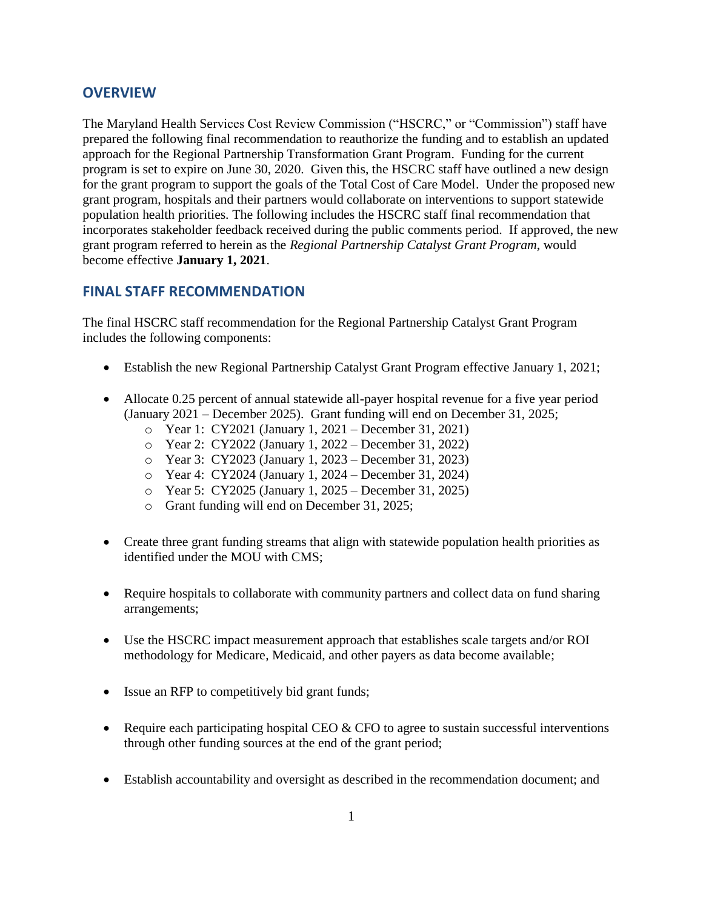## OVERVIEW

The Maryland Health Services Cost Review Commission ("HSCRC," or "Commission") staff have prepared the following final recommendation to reauthorize the funding and to establish an updated approach for the Regional Partnership Transformation Grant Program. Funding for the current program is set to expire on June 30, 2020. Given this, the HSCRC staff have outlined a new design for the grant program to support the goals of the Total Cost of Care Model. Under the proposed new grant program, hospitals and their partners would collaborate on interventions to support statewide population health priorities. The following includes the HSCRC staff final recommendation that incorporates stakeholder feedback received during the public comments period. If approved, the new grant program referred to herein as the *Regional Partnership Catalyst Grant Program*, would become effective **January 1, 2021**.

## FINAL STAFF RECOMMENDATION

The final HSCRC staff recommendation for the Regional Partnership Catalyst Grant Program includes the following components:

- Establish the new Regional Partnership Catalyst Grant Program effective January 1, 2021;
- Allocate 0.25 percent of annual statewide all-payer hospital revenue for a five year period (January 2021 – December 2025). Grant funding will end on December 31, 2025;
  - Year 1: CY2021 (January 1, 2021 – December 31, 2021)
  - Year 2: CY2022 (January 1, 2022 – December 31, 2022)
  - Year 3: CY2023 (January 1, 2023 – December 31, 2023)
  - Year 4: CY2024 (January 1, 2024 – December 31, 2024)
  - Year 5: CY2025 (January 1, 2025 – December 31, 2025)
  - Grant funding will end on December 31, 2025;
- Create three grant funding streams that align with statewide population health priorities as identified under the MOU with CMS;
- Require hospitals to collaborate with community partners and collect data on fund sharing arrangements;
- Use the HSCRC impact measurement approach that establishes scale targets and/or ROI methodology for Medicare, Medicaid, and other payers as data become available;
- Issue an RFP to competitively bid grant funds;
- Require each participating hospital CEO & CFO to agree to sustain successful interventions through other funding sources at the end of the grant period;
- Establish accountability and oversight as described in the recommendation document; and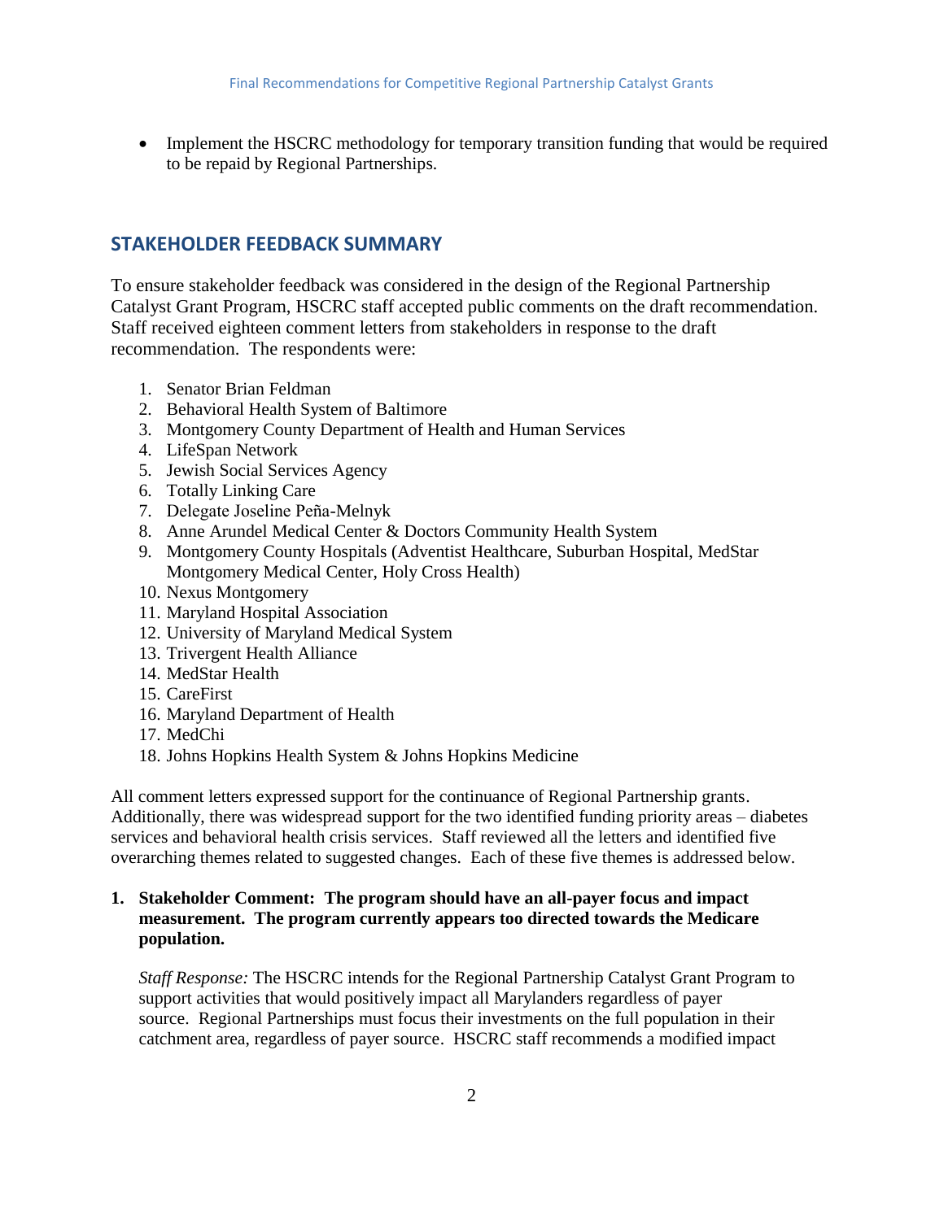- Implement the HSCRC methodology for temporary transition funding that would be required to be repaid by Regional Partnerships.

## STAKEHOLDER FEEDBACK SUMMARY

To ensure stakeholder feedback was considered in the design of the Regional Partnership Catalyst Grant Program, HSCRC staff accepted public comments on the draft recommendation. Staff received eighteen comment letters from stakeholders in response to the draft recommendation. The respondents were:

1. Senator Brian Feldman
2. Behavioral Health System of Baltimore
3. Montgomery County Department of Health and Human Services
4. LifeSpan Network
5. Jewish Social Services Agency
6. Totally Linking Care
7. Delegate Joseline Peña-Melnyk
8. Anne Arundel Medical Center & Doctors Community Health System
9. Montgomery County Hospitals (Adventist Healthcare, Suburban Hospital, MedStar Montgomery Medical Center, Holy Cross Health)
10. Nexus Montgomery
11. Maryland Hospital Association
12. University of Maryland Medical System
13. Trivergent Health Alliance
14. MedStar Health
15. CareFirst
16. Maryland Department of Health
17. MedChi
18. Johns Hopkins Health System & Johns Hopkins Medicine

All comment letters expressed support for the continuance of Regional Partnership grants. Additionally, there was widespread support for the two identified funding priority areas – diabetes services and behavioral health crisis services. Staff reviewed all the letters and identified five overarching themes related to suggested changes. Each of these five themes is addressed below.

1. **Stakeholder Comment: The program should have an all-payer focus and impact measurement. The program currently appears too directed towards the Medicare population.**

   *Staff Response:* The HSCRC intends for the Regional Partnership Catalyst Grant Program to support activities that would positively impact all Marylanders regardless of payer source. Regional Partnerships must focus their investments on the full population in their catchment area, regardless of payer source. HSCRC staff recommends a modified impact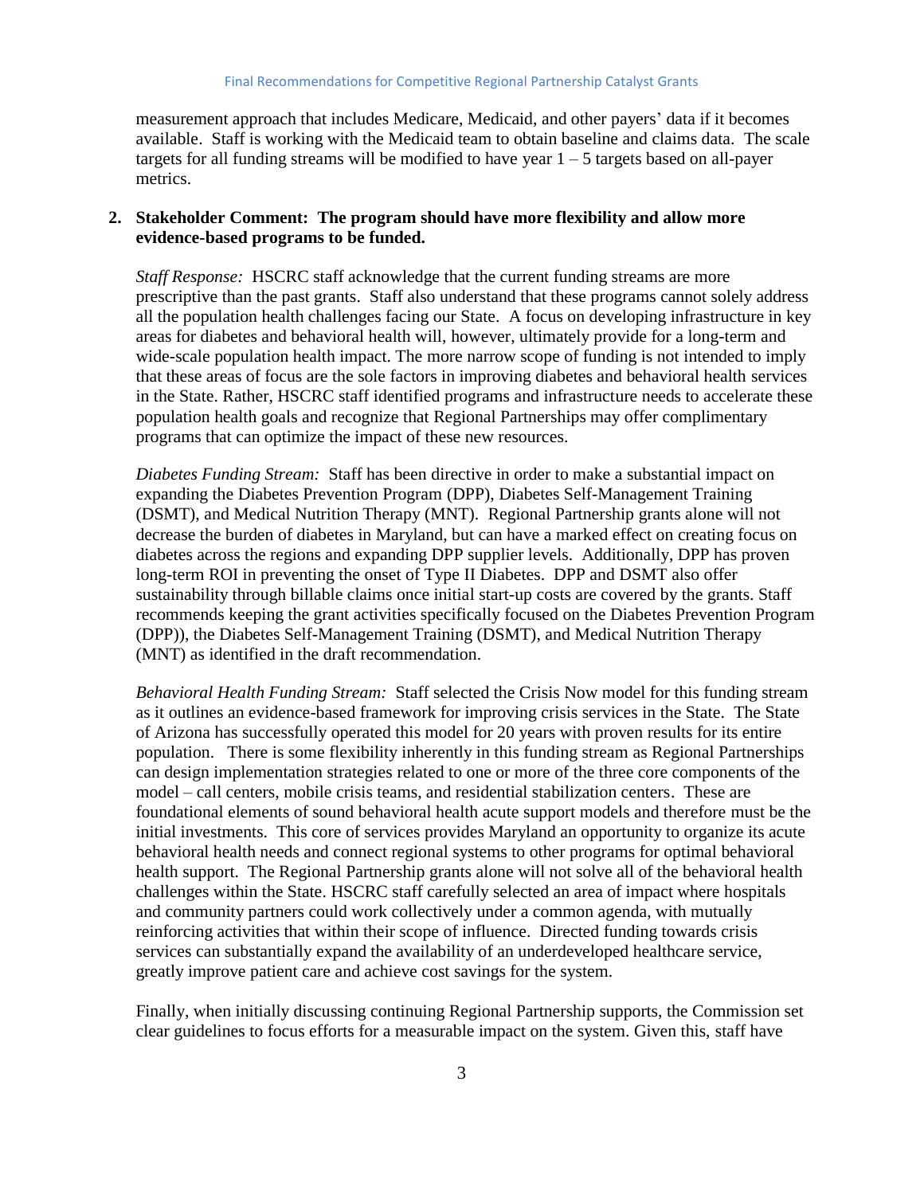measurement approach that includes Medicare, Medicaid, and other payers' data if it becomes available. Staff is working with the Medicaid team to obtain baseline and claims data. The scale targets for all funding streams will be modified to have year 1 – 5 targets based on all-payer metrics.

2. **Stakeholder Comment: The program should have more flexibility and allow more evidence-based programs to be funded.**

   *Staff Response:* HSCRC staff acknowledge that the current funding streams are more prescriptive than the past grants. Staff also understand that these programs cannot solely address all the population health challenges facing our State. A focus on developing infrastructure in key areas for diabetes and behavioral health will, however, ultimately provide for a long-term and wide-scale population health impact. The more narrow scope of funding is not intended to imply that these areas of focus are the sole factors in improving diabetes and behavioral health services in the State. Rather, HSCRC staff identified programs and infrastructure needs to accelerate these population health goals and recognize that Regional Partnerships may offer complimentary programs that can optimize the impact of these new resources.

   *Diabetes Funding Stream:* Staff has been directive in order to make a substantial impact on expanding the Diabetes Prevention Program (DPP), Diabetes Self-Management Training (DSMT), and Medical Nutrition Therapy (MNT). Regional Partnership grants alone will not decrease the burden of diabetes in Maryland, but can have a marked effect on creating focus on diabetes across the regions and expanding DPP supplier levels. Additionally, DPP has proven long-term ROI in preventing the onset of Type II Diabetes. DPP and DSMT also offer sustainability through billable claims once initial start-up costs are covered by the grants. Staff recommends keeping the grant activities specifically focused on the Diabetes Prevention Program (DPP)), the Diabetes Self-Management Training (DSMT), and Medical Nutrition Therapy (MNT) as identified in the draft recommendation.

   *Behavioral Health Funding Stream:* Staff selected the Crisis Now model for this funding stream as it outlines an evidence-based framework for improving crisis services in the State. The State of Arizona has successfully operated this model for 20 years with proven results for its entire population. There is some flexibility inherently in this funding stream as Regional Partnerships can design implementation strategies related to one or more of the three core components of the model – call centers, mobile crisis teams, and residential stabilization centers. These are foundational elements of sound behavioral health acute support models and therefore must be the initial investments. This core of services provides Maryland an opportunity to organize its acute behavioral health needs and connect regional systems to other programs for optimal behavioral health support. The Regional Partnership grants alone will not solve all of the behavioral health challenges within the State. HSCRC staff carefully selected an area of impact where hospitals and community partners could work collectively under a common agenda, with mutually reinforcing activities that within their scope of influence. Directed funding towards crisis services can substantially expand the availability of an underdeveloped healthcare service, greatly improve patient care and achieve cost savings for the system.

   Finally, when initially discussing continuing Regional Partnership supports, the Commission set clear guidelines to focus efforts for a measurable impact on the system. Given this, staff have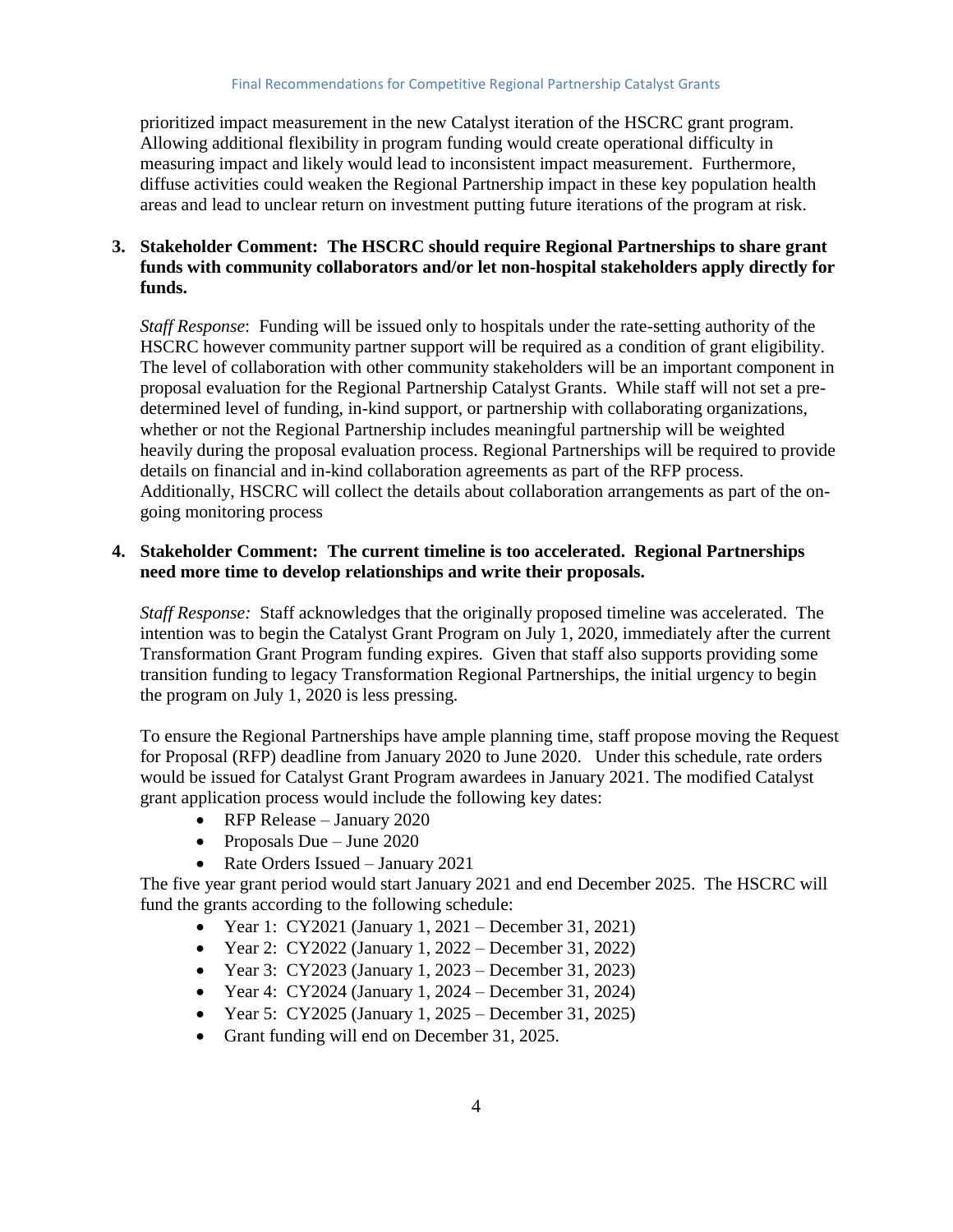prioritized impact measurement in the new Catalyst iteration of the HSCRC grant program. Allowing additional flexibility in program funding would create operational difficulty in measuring impact and likely would lead to inconsistent impact measurement. Furthermore, diffuse activities could weaken the Regional Partnership impact in these key population health areas and lead to unclear return on investment putting future iterations of the program at risk.

3. **Stakeholder Comment: The HSCRC should require Regional Partnerships to share grant funds with community collaborators and/or let non-hospital stakeholders apply directly for funds.**

   *Staff Response*: Funding will be issued only to hospitals under the rate-setting authority of the HSCRC however community partner support will be required as a condition of grant eligibility. The level of collaboration with other community stakeholders will be an important component in proposal evaluation for the Regional Partnership Catalyst Grants. While staff will not set a pre-determined level of funding, in-kind support, or partnership with collaborating organizations, whether or not the Regional Partnership includes meaningful partnership will be weighted heavily during the proposal evaluation process. Regional Partnerships will be required to provide details on financial and in-kind collaboration agreements as part of the RFP process. Additionally, HSCRC will collect the details about collaboration arrangements as part of the on-going monitoring process

4. **Stakeholder Comment: The current timeline is too accelerated. Regional Partnerships need more time to develop relationships and write their proposals.**

   *Staff Response:* Staff acknowledges that the originally proposed timeline was accelerated. The intention was to begin the Catalyst Grant Program on July 1, 2020, immediately after the current Transformation Grant Program funding expires. Given that staff also supports providing some transition funding to legacy Transformation Regional Partnerships, the initial urgency to begin the program on July 1, 2020 is less pressing.

   To ensure the Regional Partnerships have ample planning time, staff propose moving the Request for Proposal (RFP) deadline from January 2020 to June 2020. Under this schedule, rate orders would be issued for Catalyst Grant Program awardees in January 2021. The modified Catalyst grant application process would include the following key dates:

   - RFP Release – January 2020
   - Proposals Due – June 2020
   - Rate Orders Issued – January 2021

   The five year grant period would start January 2021 and end December 2025. The HSCRC will fund the grants according to the following schedule:

   - Year 1: CY2021 (January 1, 2021 – December 31, 2021)
   - Year 2: CY2022 (January 1, 2022 – December 31, 2022)
   - Year 3: CY2023 (January 1, 2023 – December 31, 2023)
   - Year 4: CY2024 (January 1, 2024 – December 31, 2024)
   - Year 5: CY2025 (January 1, 2025 – December 31, 2025)
   - Grant funding will end on December 31, 2025.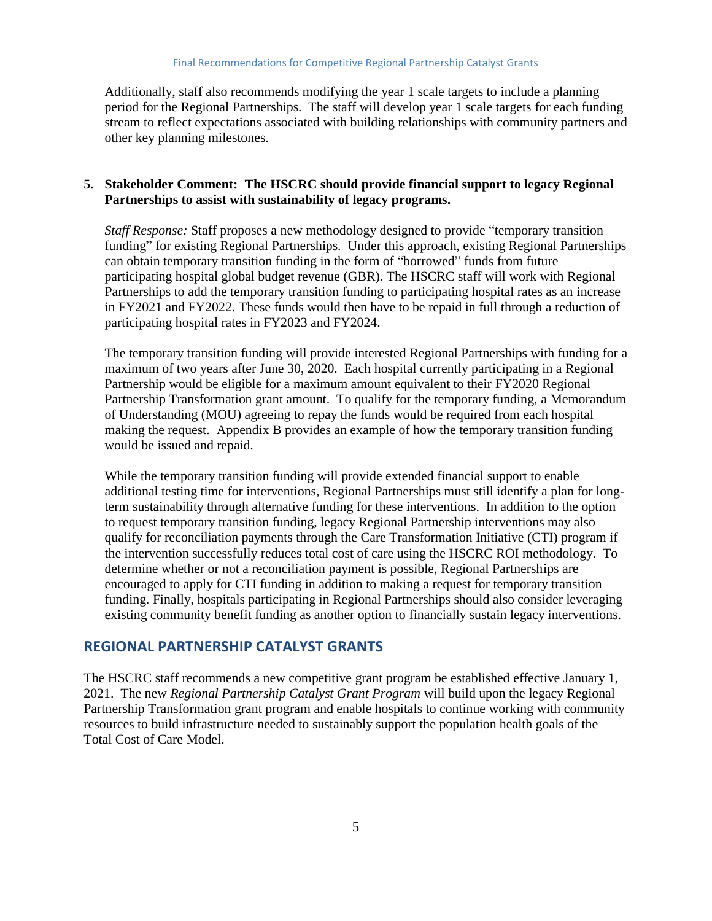Additionally, staff also recommends modifying the year 1 scale targets to include a planning period for the Regional Partnerships. The staff will develop year 1 scale targets for each funding stream to reflect expectations associated with building relationships with community partners and other key planning milestones.

5. **Stakeholder Comment: The HSCRC should provide financial support to legacy Regional Partnerships to assist with sustainability of legacy programs.**

   *Staff Response:* Staff proposes a new methodology designed to provide "temporary transition funding" for existing Regional Partnerships. Under this approach, existing Regional Partnerships can obtain temporary transition funding in the form of "borrowed" funds from future participating hospital global budget revenue (GBR). The HSCRC staff will work with Regional Partnerships to add the temporary transition funding to participating hospital rates as an increase in FY2021 and FY2022. These funds would then have to be repaid in full through a reduction of participating hospital rates in FY2023 and FY2024.

   The temporary transition funding will provide interested Regional Partnerships with funding for a maximum of two years after June 30, 2020. Each hospital currently participating in a Regional Partnership would be eligible for a maximum amount equivalent to their FY2020 Regional Partnership Transformation grant amount. To qualify for the temporary funding, a Memorandum of Understanding (MOU) agreeing to repay the funds would be required from each hospital making the request. Appendix B provides an example of how the temporary transition funding would be issued and repaid.

   While the temporary transition funding will provide extended financial support to enable additional testing time for interventions, Regional Partnerships must still identify a plan for long-term sustainability through alternative funding for these interventions. In addition to the option to request temporary transition funding, legacy Regional Partnership interventions may also qualify for reconciliation payments through the Care Transformation Initiative (CTI) program if the intervention successfully reduces total cost of care using the HSCRC ROI methodology. To determine whether or not a reconciliation payment is possible, Regional Partnerships are encouraged to apply for CTI funding in addition to making a request for temporary transition funding. Finally, hospitals participating in Regional Partnerships should also consider leveraging existing community benefit funding as another option to financially sustain legacy interventions.

## REGIONAL PARTNERSHIP CATALYST GRANTS

The HSCRC staff recommends a new competitive grant program be established effective January 1, 2021. The new *Regional Partnership Catalyst Grant Program* will build upon the legacy Regional Partnership Transformation grant program and enable hospitals to continue working with community resources to build infrastructure needed to sustainably support the population health goals of the Total Cost of Care Model.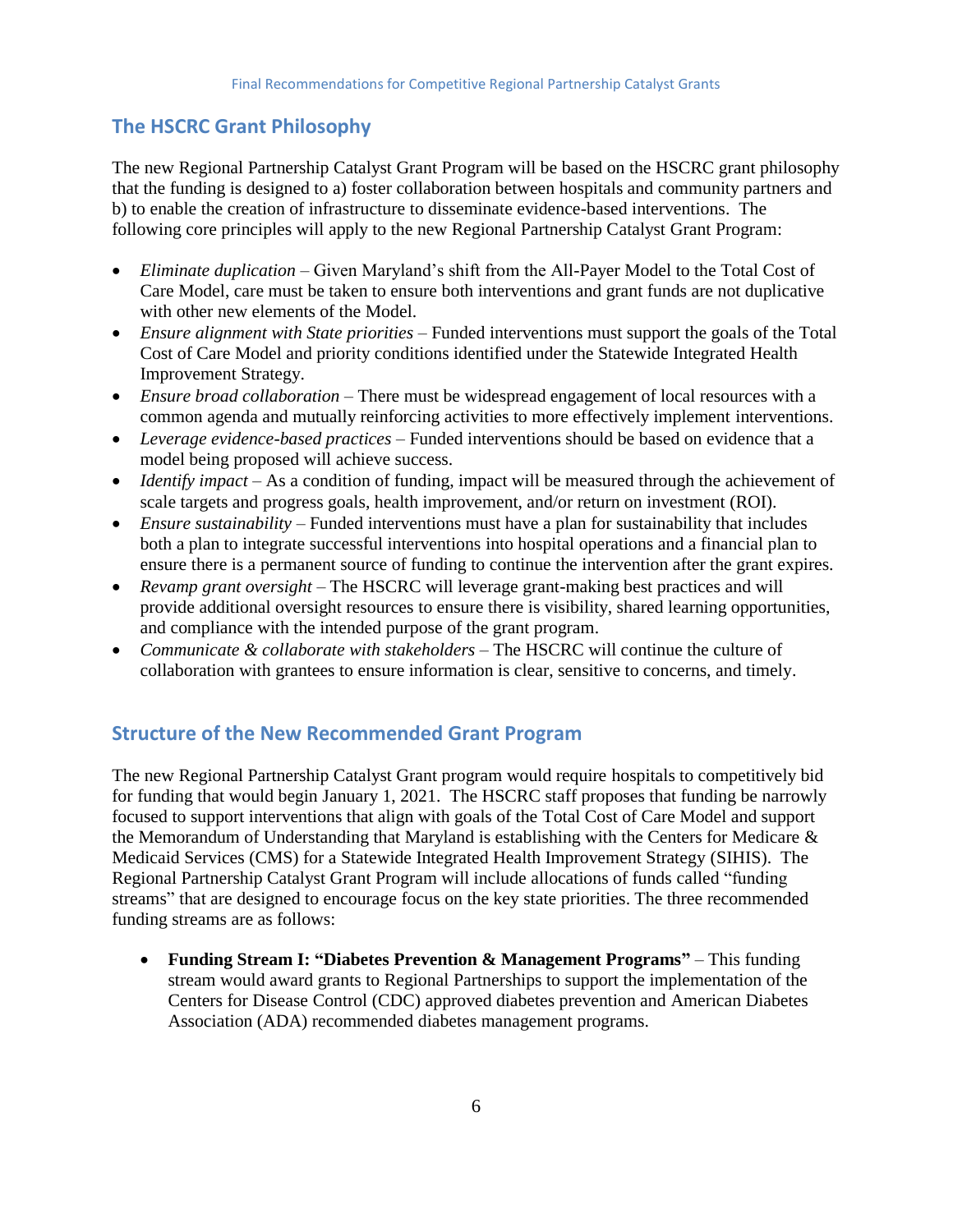## The HSCRC Grant Philosophy

The new Regional Partnership Catalyst Grant Program will be based on the HSCRC grant philosophy that the funding is designed to a) foster collaboration between hospitals and community partners and b) to enable the creation of infrastructure to disseminate evidence-based interventions. The following core principles will apply to the new Regional Partnership Catalyst Grant Program:

- *Eliminate duplication* – Given Maryland's shift from the All-Payer Model to the Total Cost of Care Model, care must be taken to ensure both interventions and grant funds are not duplicative with other new elements of the Model.
- *Ensure alignment with State priorities* – Funded interventions must support the goals of the Total Cost of Care Model and priority conditions identified under the Statewide Integrated Health Improvement Strategy.
- *Ensure broad collaboration* – There must be widespread engagement of local resources with a common agenda and mutually reinforcing activities to more effectively implement interventions.
- *Leverage evidence-based practices* – Funded interventions should be based on evidence that a model being proposed will achieve success.
- *Identify impact* – As a condition of funding, impact will be measured through the achievement of scale targets and progress goals, health improvement, and/or return on investment (ROI).
- *Ensure sustainability* – Funded interventions must have a plan for sustainability that includes both a plan to integrate successful interventions into hospital operations and a financial plan to ensure there is a permanent source of funding to continue the intervention after the grant expires.
- *Revamp grant oversight* – The HSCRC will leverage grant-making best practices and will provide additional oversight resources to ensure there is visibility, shared learning opportunities, and compliance with the intended purpose of the grant program.
- *Communicate & collaborate with stakeholders* – The HSCRC will continue the culture of collaboration with grantees to ensure information is clear, sensitive to concerns, and timely.

## Structure of the New Recommended Grant Program

The new Regional Partnership Catalyst Grant program would require hospitals to competitively bid for funding that would begin January 1, 2021. The HSCRC staff proposes that funding be narrowly focused to support interventions that align with goals of the Total Cost of Care Model and support the Memorandum of Understanding that Maryland is establishing with the Centers for Medicare & Medicaid Services (CMS) for a Statewide Integrated Health Improvement Strategy (SIHIS). The Regional Partnership Catalyst Grant Program will include allocations of funds called "funding streams" that are designed to encourage focus on the key state priorities. The three recommended funding streams are as follows:

- **Funding Stream I: "Diabetes Prevention & Management Programs"** – This funding stream would award grants to Regional Partnerships to support the implementation of the Centers for Disease Control (CDC) approved diabetes prevention and American Diabetes Association (ADA) recommended diabetes management programs.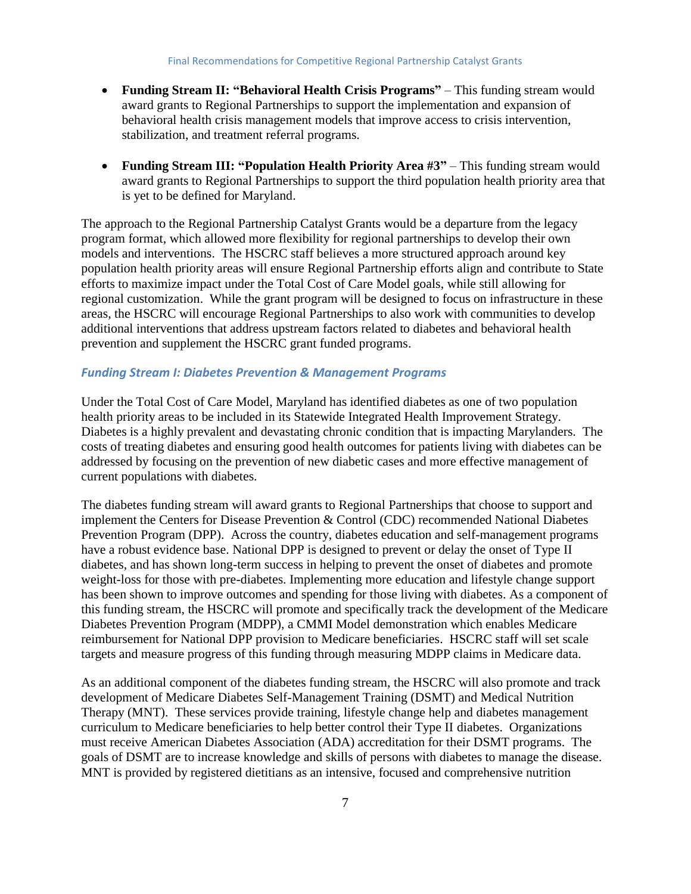- **Funding Stream II: "Behavioral Health Crisis Programs"** – This funding stream would award grants to Regional Partnerships to support the implementation and expansion of behavioral health crisis management models that improve access to crisis intervention, stabilization, and treatment referral programs.

- **Funding Stream III: "Population Health Priority Area #3"** – This funding stream would award grants to Regional Partnerships to support the third population health priority area that is yet to be defined for Maryland.

The approach to the Regional Partnership Catalyst Grants would be a departure from the legacy program format, which allowed more flexibility for regional partnerships to develop their own models and interventions. The HSCRC staff believes a more structured approach around key population health priority areas will ensure Regional Partnership efforts align and contribute to State efforts to maximize impact under the Total Cost of Care Model goals, while still allowing for regional customization. While the grant program will be designed to focus on infrastructure in these areas, the HSCRC will encourage Regional Partnerships to also work with communities to develop additional interventions that address upstream factors related to diabetes and behavioral health prevention and supplement the HSCRC grant funded programs.

### *Funding Stream I: Diabetes Prevention & Management Programs*

Under the Total Cost of Care Model, Maryland has identified diabetes as one of two population health priority areas to be included in its Statewide Integrated Health Improvement Strategy. Diabetes is a highly prevalent and devastating chronic condition that is impacting Marylanders. The costs of treating diabetes and ensuring good health outcomes for patients living with diabetes can be addressed by focusing on the prevention of new diabetic cases and more effective management of current populations with diabetes.

The diabetes funding stream will award grants to Regional Partnerships that choose to support and implement the Centers for Disease Prevention & Control (CDC) recommended National Diabetes Prevention Program (DPP). Across the country, diabetes education and self-management programs have a robust evidence base. National DPP is designed to prevent or delay the onset of Type II diabetes, and has shown long-term success in helping to prevent the onset of diabetes and promote weight-loss for those with pre-diabetes. Implementing more education and lifestyle change support has been shown to improve outcomes and spending for those living with diabetes. As a component of this funding stream, the HSCRC will promote and specifically track the development of the Medicare Diabetes Prevention Program (MDPP), a CMMI Model demonstration which enables Medicare reimbursement for National DPP provision to Medicare beneficiaries. HSCRC staff will set scale targets and measure progress of this funding through measuring MDPP claims in Medicare data.

As an additional component of the diabetes funding stream, the HSCRC will also promote and track development of Medicare Diabetes Self-Management Training (DSMT) and Medical Nutrition Therapy (MNT). These services provide training, lifestyle change help and diabetes management curriculum to Medicare beneficiaries to help better control their Type II diabetes. Organizations must receive American Diabetes Association (ADA) accreditation for their DSMT programs. The goals of DSMT are to increase knowledge and skills of persons with diabetes to manage the disease. MNT is provided by registered dietitians as an intensive, focused and comprehensive nutrition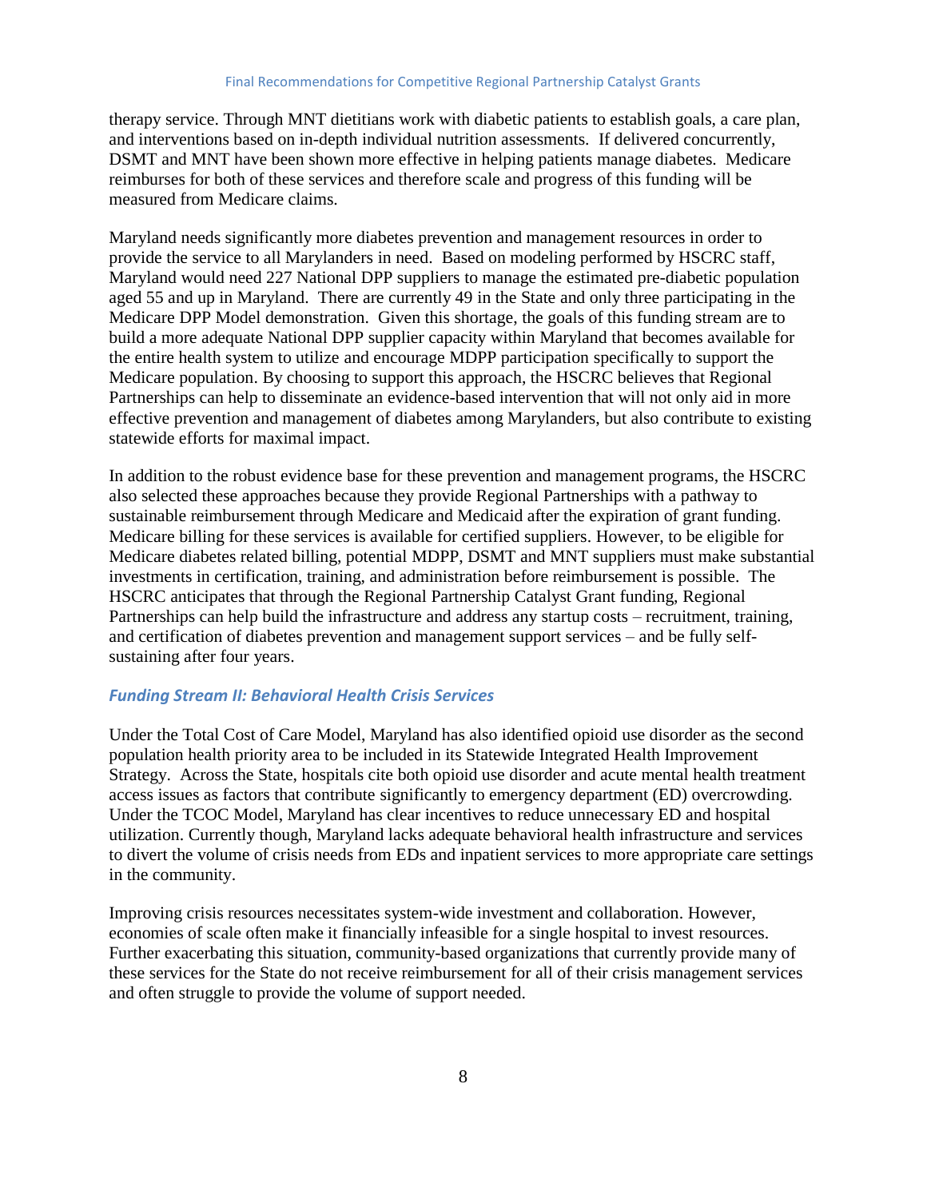therapy service. Through MNT dietitians work with diabetic patients to establish goals, a care plan, and interventions based on in-depth individual nutrition assessments. If delivered concurrently, DSMT and MNT have been shown more effective in helping patients manage diabetes. Medicare reimburses for both of these services and therefore scale and progress of this funding will be measured from Medicare claims.

Maryland needs significantly more diabetes prevention and management resources in order to provide the service to all Marylanders in need. Based on modeling performed by HSCRC staff, Maryland would need 227 National DPP suppliers to manage the estimated pre-diabetic population aged 55 and up in Maryland. There are currently 49 in the State and only three participating in the Medicare DPP Model demonstration. Given this shortage, the goals of this funding stream are to build a more adequate National DPP supplier capacity within Maryland that becomes available for the entire health system to utilize and encourage MDPP participation specifically to support the Medicare population. By choosing to support this approach, the HSCRC believes that Regional Partnerships can help to disseminate an evidence-based intervention that will not only aid in more effective prevention and management of diabetes among Marylanders, but also contribute to existing statewide efforts for maximal impact.

In addition to the robust evidence base for these prevention and management programs, the HSCRC also selected these approaches because they provide Regional Partnerships with a pathway to sustainable reimbursement through Medicare and Medicaid after the expiration of grant funding. Medicare billing for these services is available for certified suppliers. However, to be eligible for Medicare diabetes related billing, potential MDPP, DSMT and MNT suppliers must make substantial investments in certification, training, and administration before reimbursement is possible. The HSCRC anticipates that through the Regional Partnership Catalyst Grant funding, Regional Partnerships can help build the infrastructure and address any startup costs – recruitment, training, and certification of diabetes prevention and management support services – and be fully self-sustaining after four years.

### *Funding Stream II: Behavioral Health Crisis Services*

Under the Total Cost of Care Model, Maryland has also identified opioid use disorder as the second population health priority area to be included in its Statewide Integrated Health Improvement Strategy. Across the State, hospitals cite both opioid use disorder and acute mental health treatment access issues as factors that contribute significantly to emergency department (ED) overcrowding. Under the TCOC Model, Maryland has clear incentives to reduce unnecessary ED and hospital utilization. Currently though, Maryland lacks adequate behavioral health infrastructure and services to divert the volume of crisis needs from EDs and inpatient services to more appropriate care settings in the community.

Improving crisis resources necessitates system-wide investment and collaboration. However, economies of scale often make it financially infeasible for a single hospital to invest resources. Further exacerbating this situation, community-based organizations that currently provide many of these services for the State do not receive reimbursement for all of their crisis management services and often struggle to provide the volume of support needed.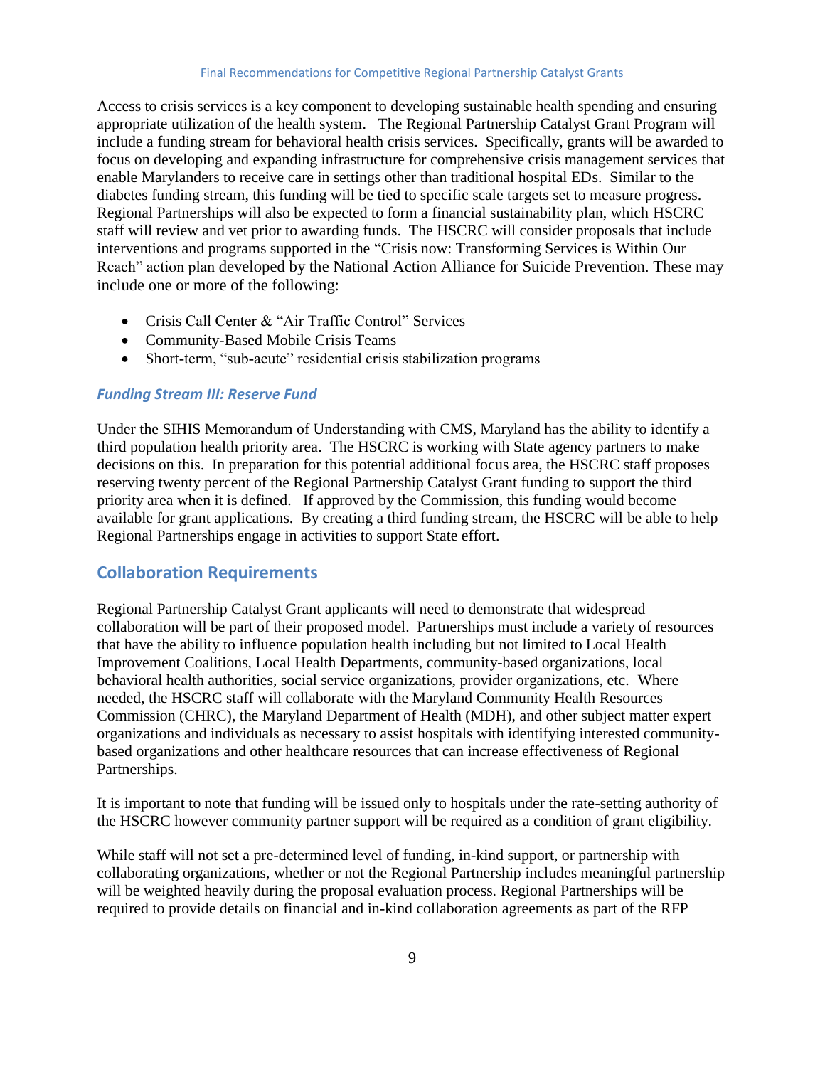Access to crisis services is a key component to developing sustainable health spending and ensuring appropriate utilization of the health system. The Regional Partnership Catalyst Grant Program will include a funding stream for behavioral health crisis services. Specifically, grants will be awarded to focus on developing and expanding infrastructure for comprehensive crisis management services that enable Marylanders to receive care in settings other than traditional hospital EDs. Similar to the diabetes funding stream, this funding will be tied to specific scale targets set to measure progress. Regional Partnerships will also be expected to form a financial sustainability plan, which HSCRC staff will review and vet prior to awarding funds. The HSCRC will consider proposals that include interventions and programs supported in the "Crisis now: Transforming Services is Within Our Reach" action plan developed by the National Action Alliance for Suicide Prevention. These may include one or more of the following:

- Crisis Call Center & "Air Traffic Control" Services
- Community-Based Mobile Crisis Teams
- Short-term, "sub-acute" residential crisis stabilization programs

### *Funding Stream III: Reserve Fund*

Under the SIHIS Memorandum of Understanding with CMS, Maryland has the ability to identify a third population health priority area. The HSCRC is working with State agency partners to make decisions on this. In preparation for this potential additional focus area, the HSCRC staff proposes reserving twenty percent of the Regional Partnership Catalyst Grant funding to support the third priority area when it is defined. If approved by the Commission, this funding would become available for grant applications. By creating a third funding stream, the HSCRC will be able to help Regional Partnerships engage in activities to support State effort.

## Collaboration Requirements

Regional Partnership Catalyst Grant applicants will need to demonstrate that widespread collaboration will be part of their proposed model. Partnerships must include a variety of resources that have the ability to influence population health including but not limited to Local Health Improvement Coalitions, Local Health Departments, community-based organizations, local behavioral health authorities, social service organizations, provider organizations, etc. Where needed, the HSCRC staff will collaborate with the Maryland Community Health Resources Commission (CHRC), the Maryland Department of Health (MDH), and other subject matter expert organizations and individuals as necessary to assist hospitals with identifying interested community-based organizations and other healthcare resources that can increase effectiveness of Regional Partnerships.

It is important to note that funding will be issued only to hospitals under the rate-setting authority of the HSCRC however community partner support will be required as a condition of grant eligibility.

While staff will not set a pre-determined level of funding, in-kind support, or partnership with collaborating organizations, whether or not the Regional Partnership includes meaningful partnership will be weighted heavily during the proposal evaluation process. Regional Partnerships will be required to provide details on financial and in-kind collaboration agreements as part of the RFP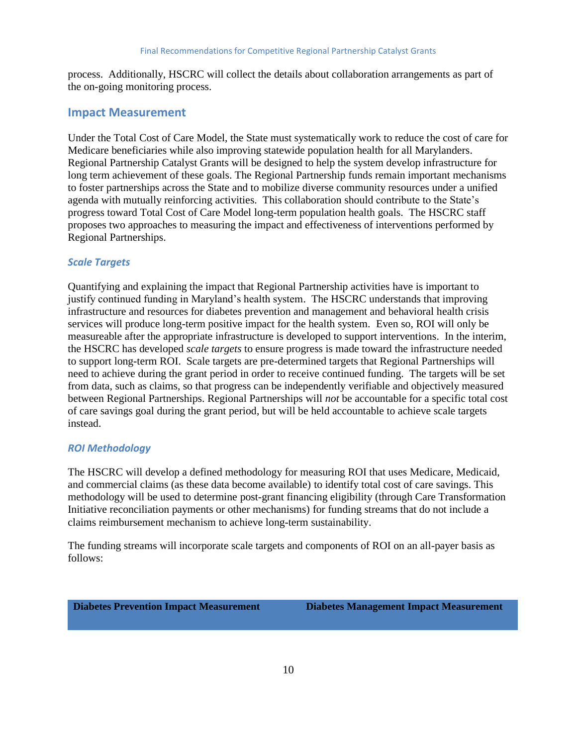process. Additionally, HSCRC will collect the details about collaboration arrangements as part of the on-going monitoring process.

## Impact Measurement

Under the Total Cost of Care Model, the State must systematically work to reduce the cost of care for Medicare beneficiaries while also improving statewide population health for all Marylanders. Regional Partnership Catalyst Grants will be designed to help the system develop infrastructure for long term achievement of these goals. The Regional Partnership funds remain important mechanisms to foster partnerships across the State and to mobilize diverse community resources under a unified agenda with mutually reinforcing activities. This collaboration should contribute to the State's progress toward Total Cost of Care Model long-term population health goals. The HSCRC staff proposes two approaches to measuring the impact and effectiveness of interventions performed by Regional Partnerships.

### *Scale Targets*

Quantifying and explaining the impact that Regional Partnership activities have is important to justify continued funding in Maryland's health system. The HSCRC understands that improving infrastructure and resources for diabetes prevention and management and behavioral health crisis services will produce long-term positive impact for the health system. Even so, ROI will only be measureable after the appropriate infrastructure is developed to support interventions. In the interim, the HSCRC has developed *scale targets* to ensure progress is made toward the infrastructure needed to support long-term ROI. Scale targets are pre-determined targets that Regional Partnerships will need to achieve during the grant period in order to receive continued funding. The targets will be set from data, such as claims, so that progress can be independently verifiable and objectively measured between Regional Partnerships. Regional Partnerships will *not* be accountable for a specific total cost of care savings goal during the grant period, but will be held accountable to achieve scale targets instead.

### *ROI Methodology*

The HSCRC will develop a defined methodology for measuring ROI that uses Medicare, Medicaid, and commercial claims (as these data become available) to identify total cost of care savings. This methodology will be used to determine post-grant financing eligibility (through Care Transformation Initiative reconciliation payments or other mechanisms) for funding streams that do not include a claims reimbursement mechanism to achieve long-term sustainability.

The funding streams will incorporate scale targets and components of ROI on an all-payer basis as follows:

| Diabetes Prevention Impact Measurement | Diabetes Management Impact Measurement |
|---|---|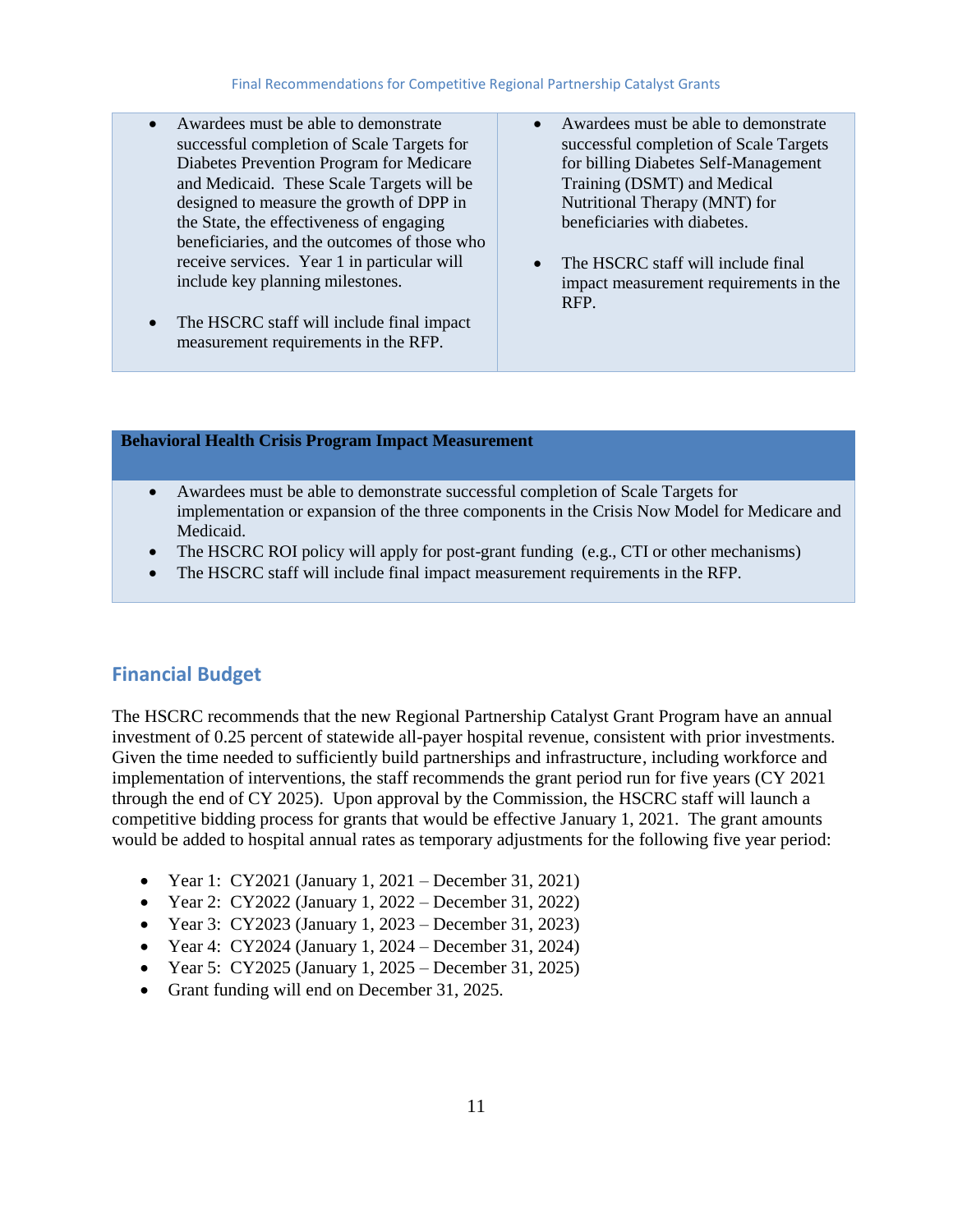| | |
|---|---|
| • Awardees must be able to demonstrate successful completion of Scale Targets for Diabetes Prevention Program for Medicare and Medicaid. These Scale Targets will be designed to measure the growth of DPP in the State, the effectiveness of engaging beneficiaries, and the outcomes of those who receive services. Year 1 in particular will include key planning milestones. <br><br> • The HSCRC staff will include final impact measurement requirements in the RFP. | • Awardees must be able to demonstrate successful completion of Scale Targets for billing Diabetes Self-Management Training (DSMT) and Medical Nutritional Therapy (MNT) for beneficiaries with diabetes. <br><br> • The HSCRC staff will include final impact measurement requirements in the RFP. |

| **Behavioral Health Crisis Program Impact Measurement** |
|---|
| • Awardees must be able to demonstrate successful completion of Scale Targets for implementation or expansion of the three components in the Crisis Now Model for Medicare and Medicaid. <br> • The HSCRC ROI policy will apply for post-grant funding (e.g., CTI or other mechanisms) <br> • The HSCRC staff will include final impact measurement requirements in the RFP. |

## Financial Budget

The HSCRC recommends that the new Regional Partnership Catalyst Grant Program have an annual investment of 0.25 percent of statewide all-payer hospital revenue, consistent with prior investments. Given the time needed to sufficiently build partnerships and infrastructure, including workforce and implementation of interventions, the staff recommends the grant period run for five years (CY 2021 through the end of CY 2025). Upon approval by the Commission, the HSCRC staff will launch a competitive bidding process for grants that would be effective January 1, 2021. The grant amounts would be added to hospital annual rates as temporary adjustments for the following five year period:

- Year 1: CY2021 (January 1, 2021 – December 31, 2021)
- Year 2: CY2022 (January 1, 2022 – December 31, 2022)
- Year 3: CY2023 (January 1, 2023 – December 31, 2023)
- Year 4: CY2024 (January 1, 2024 – December 31, 2024)
- Year 5: CY2025 (January 1, 2025 – December 31, 2025)
- Grant funding will end on December 31, 2025.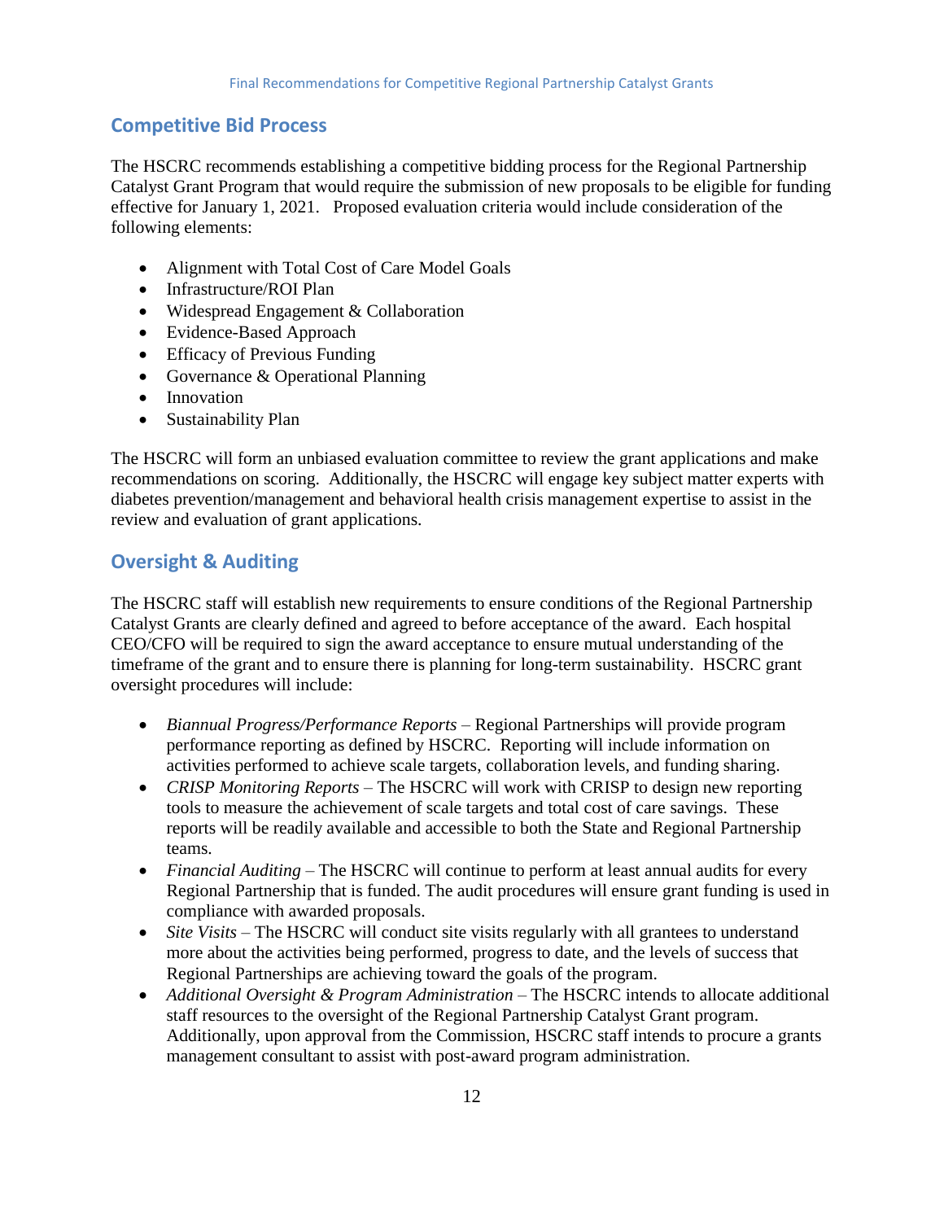## Competitive Bid Process

The HSCRC recommends establishing a competitive bidding process for the Regional Partnership Catalyst Grant Program that would require the submission of new proposals to be eligible for funding effective for January 1, 2021. Proposed evaluation criteria would include consideration of the following elements:

- Alignment with Total Cost of Care Model Goals
- Infrastructure/ROI Plan
- Widespread Engagement & Collaboration
- Evidence-Based Approach
- Efficacy of Previous Funding
- Governance & Operational Planning
- Innovation
- Sustainability Plan

The HSCRC will form an unbiased evaluation committee to review the grant applications and make recommendations on scoring. Additionally, the HSCRC will engage key subject matter experts with diabetes prevention/management and behavioral health crisis management expertise to assist in the review and evaluation of grant applications.

## Oversight & Auditing

The HSCRC staff will establish new requirements to ensure conditions of the Regional Partnership Catalyst Grants are clearly defined and agreed to before acceptance of the award. Each hospital CEO/CFO will be required to sign the award acceptance to ensure mutual understanding of the timeframe of the grant and to ensure there is planning for long-term sustainability. HSCRC grant oversight procedures will include:

- *Biannual Progress/Performance Reports* – Regional Partnerships will provide program performance reporting as defined by HSCRC. Reporting will include information on activities performed to achieve scale targets, collaboration levels, and funding sharing.
- *CRISP Monitoring Reports* – The HSCRC will work with CRISP to design new reporting tools to measure the achievement of scale targets and total cost of care savings. These reports will be readily available and accessible to both the State and Regional Partnership teams.
- *Financial Auditing* – The HSCRC will continue to perform at least annual audits for every Regional Partnership that is funded. The audit procedures will ensure grant funding is used in compliance with awarded proposals.
- *Site Visits* – The HSCRC will conduct site visits regularly with all grantees to understand more about the activities being performed, progress to date, and the levels of success that Regional Partnerships are achieving toward the goals of the program.
- *Additional Oversight & Program Administration* – The HSCRC intends to allocate additional staff resources to the oversight of the Regional Partnership Catalyst Grant program. Additionally, upon approval from the Commission, HSCRC staff intends to procure a grants management consultant to assist with post-award program administration.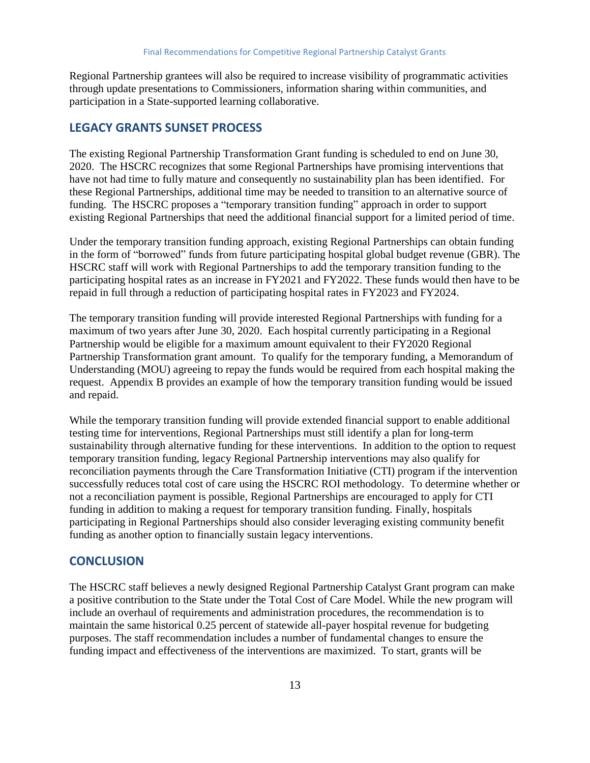Regional Partnership grantees will also be required to increase visibility of programmatic activities through update presentations to Commissioners, information sharing within communities, and participation in a State-supported learning collaborative.

## LEGACY GRANTS SUNSET PROCESS

The existing Regional Partnership Transformation Grant funding is scheduled to end on June 30, 2020. The HSCRC recognizes that some Regional Partnerships have promising interventions that have not had time to fully mature and consequently no sustainability plan has been identified. For these Regional Partnerships, additional time may be needed to transition to an alternative source of funding. The HSCRC proposes a "temporary transition funding" approach in order to support existing Regional Partnerships that need the additional financial support for a limited period of time.

Under the temporary transition funding approach, existing Regional Partnerships can obtain funding in the form of "borrowed" funds from future participating hospital global budget revenue (GBR). The HSCRC staff will work with Regional Partnerships to add the temporary transition funding to the participating hospital rates as an increase in FY2021 and FY2022. These funds would then have to be repaid in full through a reduction of participating hospital rates in FY2023 and FY2024.

The temporary transition funding will provide interested Regional Partnerships with funding for a maximum of two years after June 30, 2020. Each hospital currently participating in a Regional Partnership would be eligible for a maximum amount equivalent to their FY2020 Regional Partnership Transformation grant amount. To qualify for the temporary funding, a Memorandum of Understanding (MOU) agreeing to repay the funds would be required from each hospital making the request. Appendix B provides an example of how the temporary transition funding would be issued and repaid.

While the temporary transition funding will provide extended financial support to enable additional testing time for interventions, Regional Partnerships must still identify a plan for long-term sustainability through alternative funding for these interventions. In addition to the option to request temporary transition funding, legacy Regional Partnership interventions may also qualify for reconciliation payments through the Care Transformation Initiative (CTI) program if the intervention successfully reduces total cost of care using the HSCRC ROI methodology. To determine whether or not a reconciliation payment is possible, Regional Partnerships are encouraged to apply for CTI funding in addition to making a request for temporary transition funding. Finally, hospitals participating in Regional Partnerships should also consider leveraging existing community benefit funding as another option to financially sustain legacy interventions.

## CONCLUSION

The HSCRC staff believes a newly designed Regional Partnership Catalyst Grant program can make a positive contribution to the State under the Total Cost of Care Model. While the new program will include an overhaul of requirements and administration procedures, the recommendation is to maintain the same historical 0.25 percent of statewide all-payer hospital revenue for budgeting purposes. The staff recommendation includes a number of fundamental changes to ensure the funding impact and effectiveness of the interventions are maximized. To start, grants will be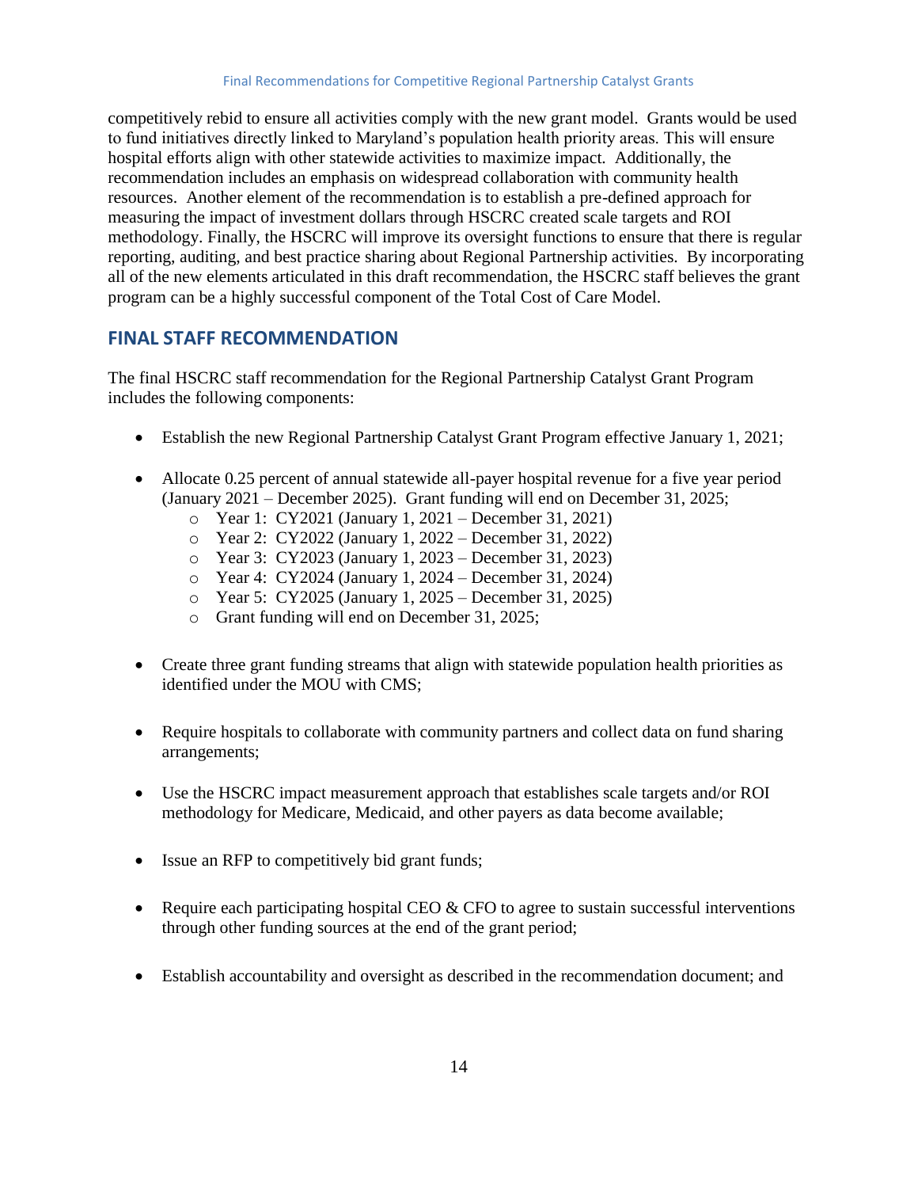competitively rebid to ensure all activities comply with the new grant model. Grants would be used to fund initiatives directly linked to Maryland's population health priority areas. This will ensure hospital efforts align with other statewide activities to maximize impact. Additionally, the recommendation includes an emphasis on widespread collaboration with community health resources. Another element of the recommendation is to establish a pre-defined approach for measuring the impact of investment dollars through HSCRC created scale targets and ROI methodology. Finally, the HSCRC will improve its oversight functions to ensure that there is regular reporting, auditing, and best practice sharing about Regional Partnership activities. By incorporating all of the new elements articulated in this draft recommendation, the HSCRC staff believes the grant program can be a highly successful component of the Total Cost of Care Model.

## FINAL STAFF RECOMMENDATION

The final HSCRC staff recommendation for the Regional Partnership Catalyst Grant Program includes the following components:

- Establish the new Regional Partnership Catalyst Grant Program effective January 1, 2021;

- Allocate 0.25 percent of annual statewide all-payer hospital revenue for a five year period (January 2021 – December 2025). Grant funding will end on December 31, 2025;
  - Year 1: CY2021 (January 1, 2021 – December 31, 2021)
  - Year 2: CY2022 (January 1, 2022 – December 31, 2022)
  - Year 3: CY2023 (January 1, 2023 – December 31, 2023)
  - Year 4: CY2024 (January 1, 2024 – December 31, 2024)
  - Year 5: CY2025 (January 1, 2025 – December 31, 2025)
  - Grant funding will end on December 31, 2025;

- Create three grant funding streams that align with statewide population health priorities as identified under the MOU with CMS;

- Require hospitals to collaborate with community partners and collect data on fund sharing arrangements;

- Use the HSCRC impact measurement approach that establishes scale targets and/or ROI methodology for Medicare, Medicaid, and other payers as data become available;

- Issue an RFP to competitively bid grant funds;

- Require each participating hospital CEO & CFO to agree to sustain successful interventions through other funding sources at the end of the grant period;

- Establish accountability and oversight as described in the recommendation document; and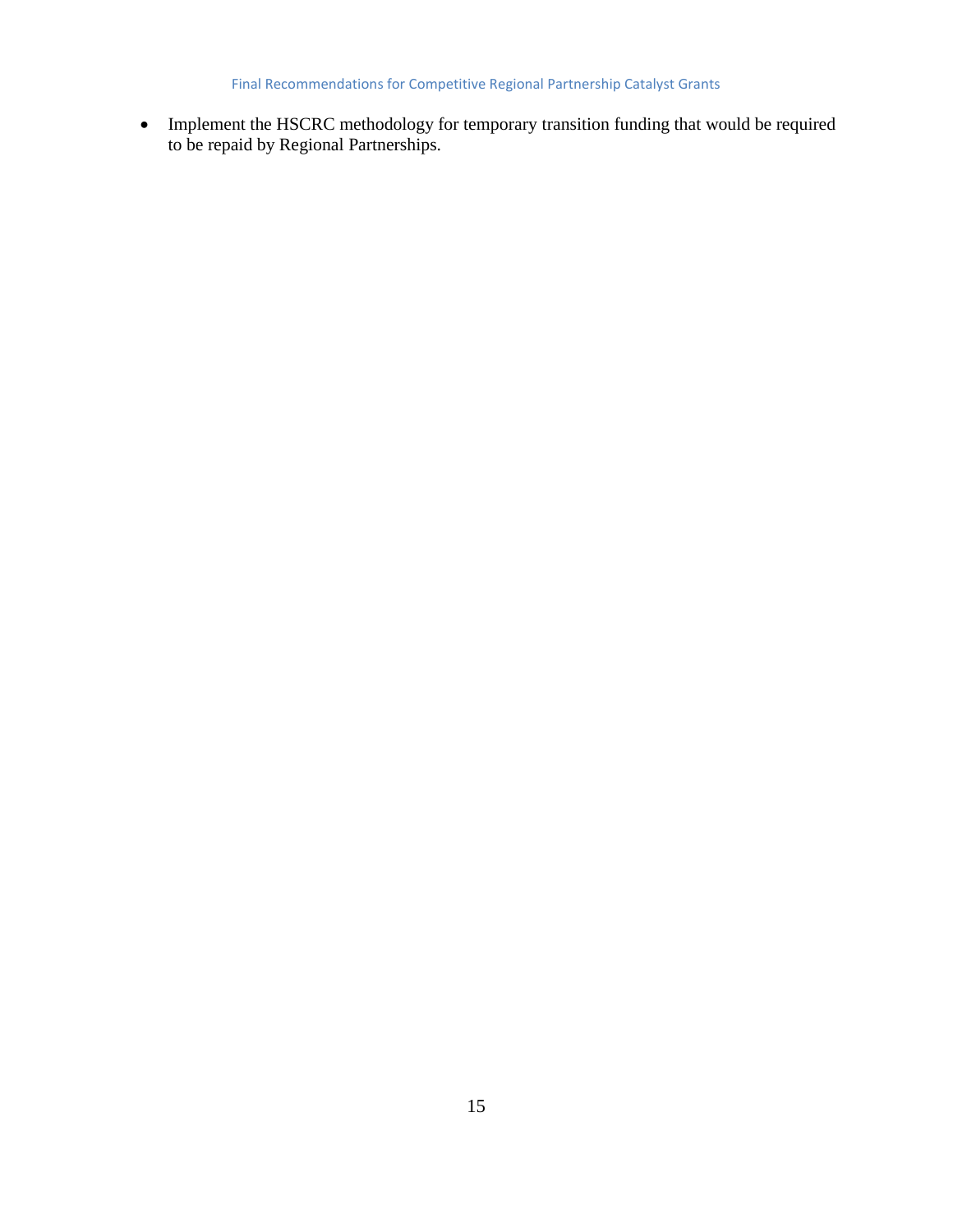- Implement the HSCRC methodology for temporary transition funding that would be required to be repaid by Regional Partnerships.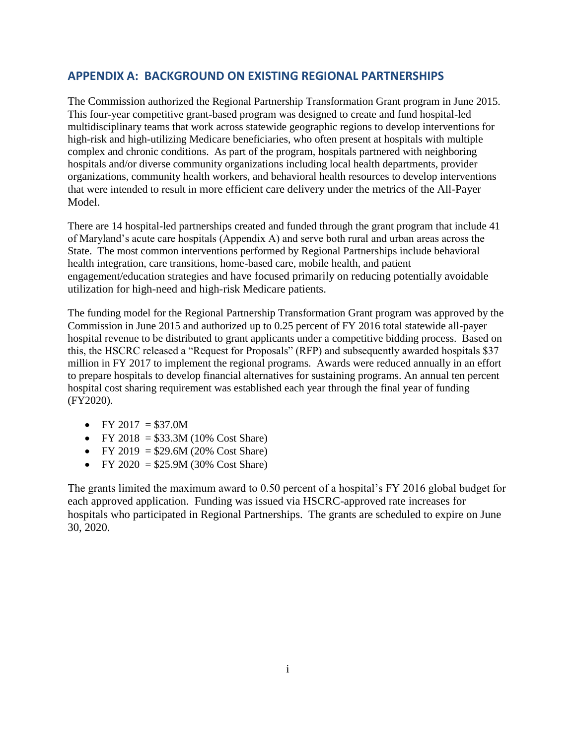## APPENDIX A: BACKGROUND ON EXISTING REGIONAL PARTNERSHIPS

The Commission authorized the Regional Partnership Transformation Grant program in June 2015. This four-year competitive grant-based program was designed to create and fund hospital-led multidisciplinary teams that work across statewide geographic regions to develop interventions for high-risk and high-utilizing Medicare beneficiaries, who often present at hospitals with multiple complex and chronic conditions. As part of the program, hospitals partnered with neighboring hospitals and/or diverse community organizations including local health departments, provider organizations, community health workers, and behavioral health resources to develop interventions that were intended to result in more efficient care delivery under the metrics of the All-Payer Model.

There are 14 hospital-led partnerships created and funded through the grant program that include 41 of Maryland's acute care hospitals (Appendix A) and serve both rural and urban areas across the State. The most common interventions performed by Regional Partnerships include behavioral health integration, care transitions, home-based care, mobile health, and patient engagement/education strategies and have focused primarily on reducing potentially avoidable utilization for high-need and high-risk Medicare patients.

The funding model for the Regional Partnership Transformation Grant program was approved by the Commission in June 2015 and authorized up to 0.25 percent of FY 2016 total statewide all-payer hospital revenue to be distributed to grant applicants under a competitive bidding process. Based on this, the HSCRC released a "Request for Proposals" (RFP) and subsequently awarded hospitals $37 million in FY 2017 to implement the regional programs. Awards were reduced annually in an effort to prepare hospitals to develop financial alternatives for sustaining programs. An annual ten percent hospital cost sharing requirement was established each year through the final year of funding (FY2020).

- FY 2017 = $37.0M
- FY 2018 = $33.3M (10% Cost Share)
- FY 2019 = $29.6M (20% Cost Share)
- FY 2020 = $25.9M (30% Cost Share)

The grants limited the maximum award to 0.50 percent of a hospital's FY 2016 global budget for each approved application. Funding was issued via HSCRC-approved rate increases for hospitals who participated in Regional Partnerships. The grants are scheduled to expire on June 30, 2020.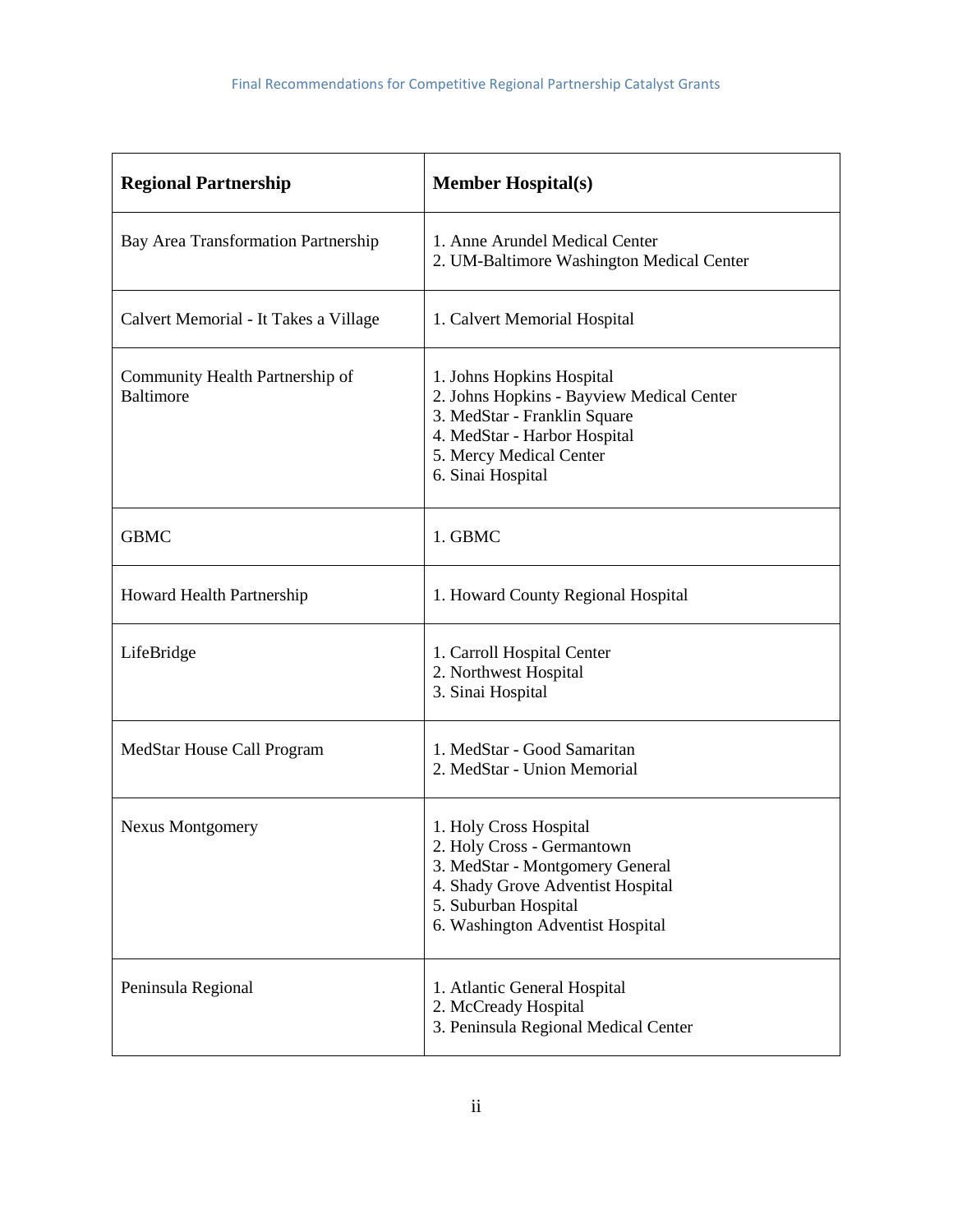| **Regional Partnership** | **Member Hospital(s)** |
| --- | --- |
| Bay Area Transformation Partnership | 1. Anne Arundel Medical Center<br>2. UM-Baltimore Washington Medical Center |
| Calvert Memorial - It Takes a Village | 1. Calvert Memorial Hospital |
| Community Health Partnership of Baltimore | 1. Johns Hopkins Hospital<br>2. Johns Hopkins - Bayview Medical Center<br>3. MedStar - Franklin Square<br>4. MedStar - Harbor Hospital<br>5. Mercy Medical Center<br>6. Sinai Hospital |
| GBMC | 1. GBMC |
| Howard Health Partnership | 1. Howard County Regional Hospital |
| LifeBridge | 1. Carroll Hospital Center<br>2. Northwest Hospital<br>3. Sinai Hospital |
| MedStar House Call Program | 1. MedStar - Good Samaritan<br>2. MedStar - Union Memorial |
| Nexus Montgomery | 1. Holy Cross Hospital<br>2. Holy Cross - Germantown<br>3. MedStar - Montgomery General<br>4. Shady Grove Adventist Hospital<br>5. Suburban Hospital<br>6. Washington Adventist Hospital |
| Peninsula Regional | 1. Atlantic General Hospital<br>2. McCready Hospital<br>3. Peninsula Regional Medical Center |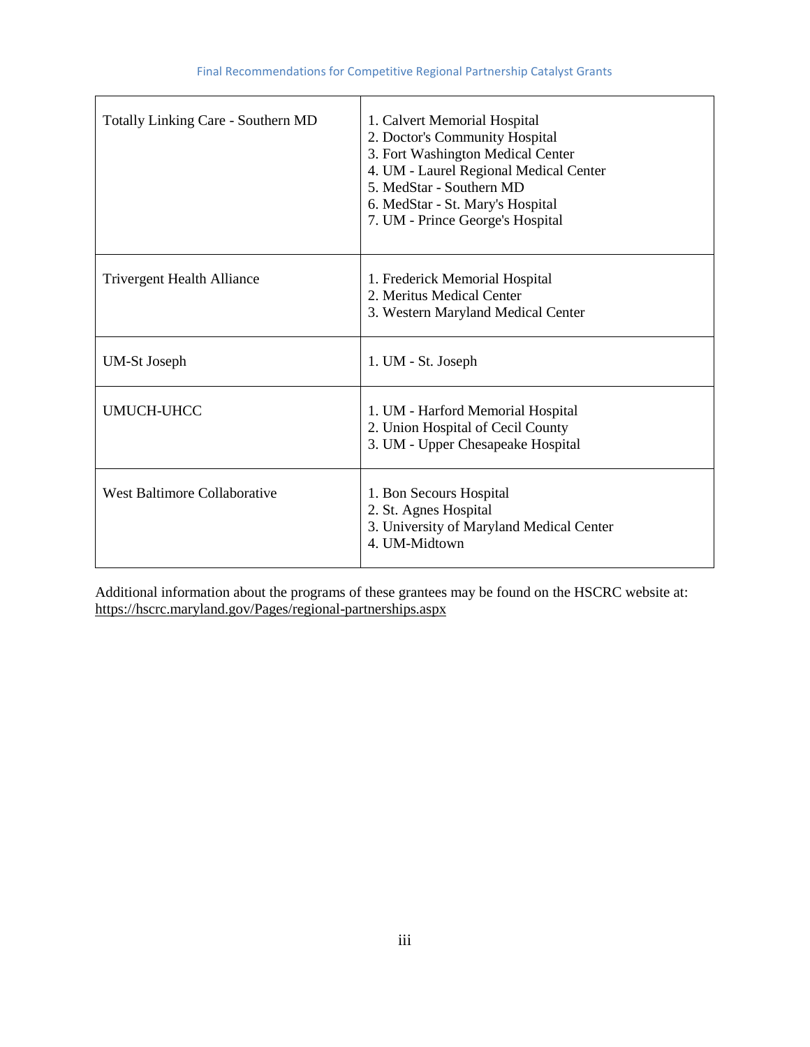| | |
|---|---|
| Totally Linking Care - Southern MD | 1. Calvert Memorial Hospital<br>2. Doctor's Community Hospital<br>3. Fort Washington Medical Center<br>4. UM - Laurel Regional Medical Center<br>5. MedStar - Southern MD<br>6. MedStar - St. Mary's Hospital<br>7. UM - Prince George's Hospital |
| Trivergent Health Alliance | 1. Frederick Memorial Hospital<br>2. Meritus Medical Center<br>3. Western Maryland Medical Center |
| UM-St Joseph | 1. UM - St. Joseph |
| UMUCH-UHCC | 1. UM - Harford Memorial Hospital<br>2. Union Hospital of Cecil County<br>3. UM - Upper Chesapeake Hospital |
| West Baltimore Collaborative | 1. Bon Secours Hospital<br>2. St. Agnes Hospital<br>3. University of Maryland Medical Center<br>4. UM-Midtown |

Additional information about the programs of these grantees may be found on the HSCRC website at: https://hscrc.maryland.gov/Pages/regional-partnerships.aspx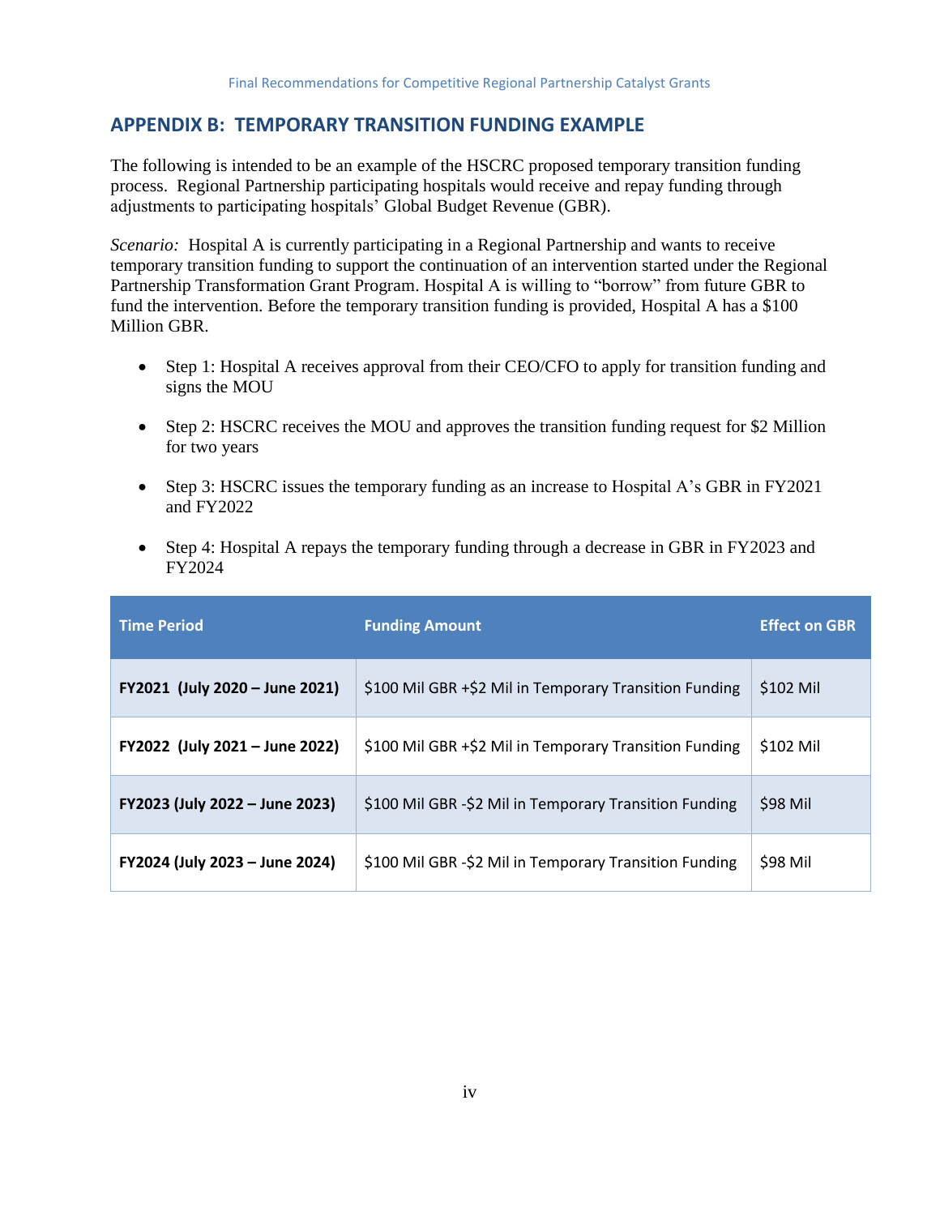## APPENDIX B: TEMPORARY TRANSITION FUNDING EXAMPLE

The following is intended to be an example of the HSCRC proposed temporary transition funding process. Regional Partnership participating hospitals would receive and repay funding through adjustments to participating hospitals' Global Budget Revenue (GBR).

*Scenario:* Hospital A is currently participating in a Regional Partnership and wants to receive temporary transition funding to support the continuation of an intervention started under the Regional Partnership Transformation Grant Program. Hospital A is willing to "borrow" from future GBR to fund the intervention. Before the temporary transition funding is provided, Hospital A has a $100 Million GBR.

- Step 1: Hospital A receives approval from their CEO/CFO to apply for transition funding and signs the MOU
- Step 2: HSCRC receives the MOU and approves the transition funding request for $2 Million for two years
- Step 3: HSCRC issues the temporary funding as an increase to Hospital A's GBR in FY2021 and FY2022
- Step 4: Hospital A repays the temporary funding through a decrease in GBR in FY2023 and FY2024

| Time Period | Funding Amount | Effect on GBR |
|---|---|---|
| **FY2021 (July 2020 – June 2021)** | $100 Mil GBR +$2 Mil in Temporary Transition Funding | $102 Mil |
| **FY2022 (July 2021 – June 2022)** | $100 Mil GBR +$2 Mil in Temporary Transition Funding | $102 Mil |
| **FY2023 (July 2022 – June 2023)** | $100 Mil GBR -$2 Mil in Temporary Transition Funding | $98 Mil |
| **FY2024 (July 2023 – June 2024)** | $100 Mil GBR -$2 Mil in Temporary Transition Funding | $98 Mil |